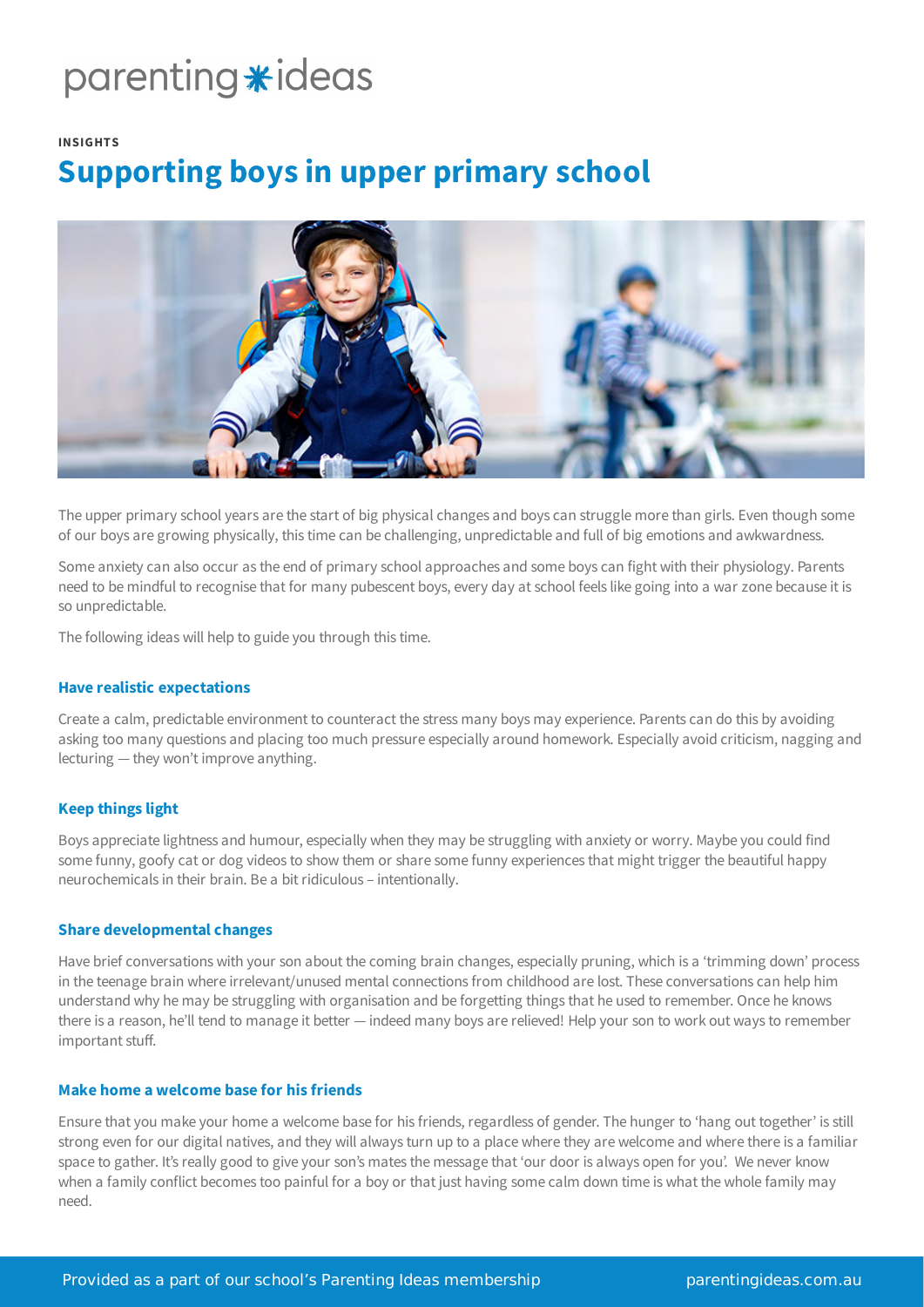parenting ideas

INSIGHTS

# Supporting boys in upper primary school

The upper primary school years are the start of big physical changes and boys can struggle more than girls. Even though some of our boys are growing physically, this time can be challenging, unpredictable and full of big emotions and awkwardness.

Some anxiety can also occur as the end of primary school approaches and some boys can fight with their physiology. Parents need to be mindful to recognise that for many pubescent boys, every day at school feels like going into a war zone because it is so unpredictable.

The following ideas will help to guide you through this time.

### Have realistic expectations

Create a calm, predictable environment to counteract the stress many boys may experience. Parents can do this by avoiding asking too many questions and placing too much pressure especially around homework. Especially avoid criticism, nagging and lecturing — they won't improve anything.

### Keep things light

Boys appreciate lightness and humour, especially when they may be struggling with anxiety or worry. Maybe you could find some funny, goofy cat or dog videos to show them or share some funny experiences that might trigger the beautiful happy neurochemicals in their brain. Be a bit ridiculous – intentionally.

### Share developmental changes

Have brief conversations with your son about the coming brain changes, especially pruning, which is a 'trimming down' process in the teenage brain where irrelevant/unused mental connections from childhood are lost. These conversations can help him understand why he may be struggling with organisation and be forgetting things that he used to remember. Once he knows there is a reason, he'll tend to manage it better — indeed many boys are relieved! Help your son to work out ways to remember important stuff.

### Make home a welcome base for his friends

Ensure that you make your home a welcome base for his friends, regardless of gender. The hunger to 'hang out together' is still strong even for our digital natives, and they will always turn up to a place where they are welcome and where there is a familiar space to gather. It's really good to give your son's mates the message that 'our door is always open for you'. We never know when a family conflict becomes too painful for a boy or that just having some calm down time is what the whole family may need.

Provided as a part of our school's Parenting Ideas membership parentingideas.com.au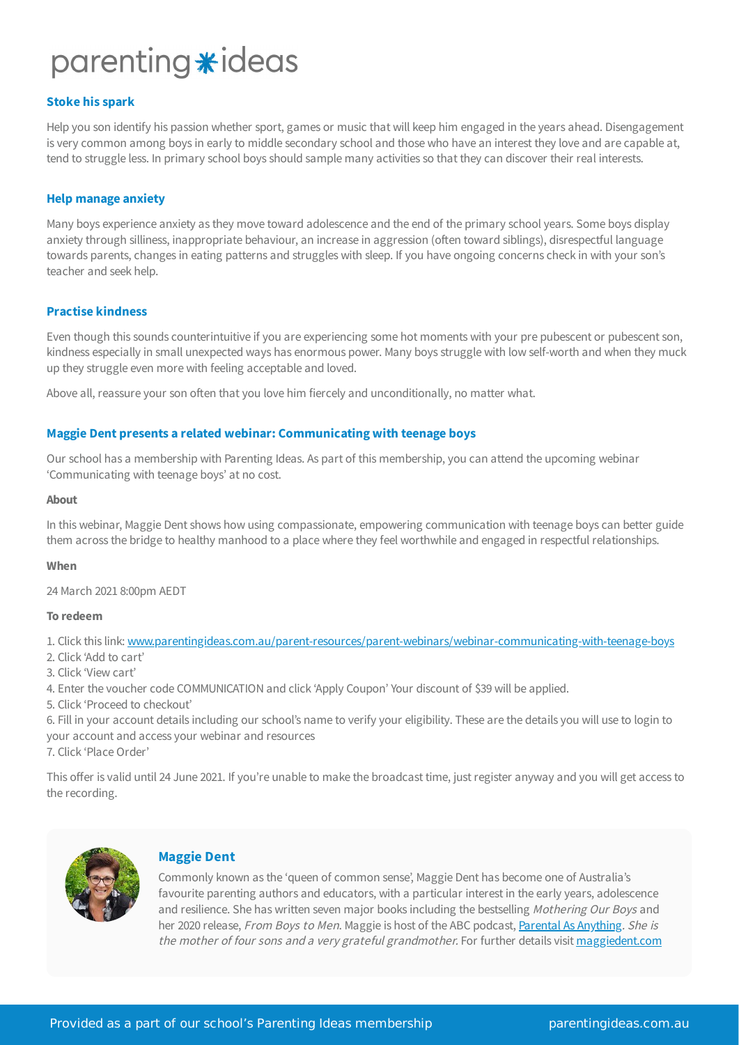### Stoke his spark

Help you son identify his passion whether sport, games or music that will keep him engaged in the years ahead. Disengagement is very common among boys in early to middle secondary school and those who have an interest they love and are capable at, tend to struggle less. In primary school boys should sample many activities so that they can discover their real interests.

### Help manage anxiety

Many boys experience anxiety as they move toward adolescence and the end of the primary school years. Some boys display anxiety through silliness, inappropriate behaviour, an increase in aggression (often toward siblings), disrespectful language towards parents, changes in eating patterns and struggles with sleep. If you have ongoing concerns check in with your son's teacher and seek help.

### Practise kindness

Even though this sounds counterintuitive if you are experiencing some hot moments with your pre pubescent or pubescent son, kindness especially in small unexpected ways has enormous power. Many boys struggle with low self-worth and when they muck up they struggle even more with feeling acceptable and loved.

Above all, reassure your son often that you love him fiercely and unconditionally, no matter what.

### Maggie Dent presents a related webinar: Communicating with teenage boys

Our school has a membership with Parenting Ideas. As part of this membership, you can attend the upcoming webinar 'Communicating with teenage boys' at no cost.

**About**

In this webinar, Maggie Dent shows how using compassionate, empowering communication with teenage boys can better guide them across the bridge to healthy manhood to a place where they feel worthwhile and engaged in respectful relationships.

**When**

24 March 2021 8:00pm AEDT

**To redeem**

1. Click this link: [www.parentingideas.com.au/parent-resources/parent-webinars/webinar-communicating-with-teenage-boys](www.parentingideas.com.au/parent-resources/parent-webinars/webinar-communicating-with-teenage-boys)
2. Click 'Add to cart'
3. Click 'View cart'
4. Enter the voucher code COMMUNICATION and click 'Apply Coupon' Your discount of $39 will be applied.
5. Click 'Proceed to checkout'
6. Fill in your account details including our school's name to verify your eligibility. These are the details you will use to login to your account and access your webinar and resources
7. Click 'Place Order'

This offer is valid until 24 June 2021. If you're unable to make the broadcast time, just register anyway and you will get access to the recording.

### Maggie Dent

Commonly known as the 'queen of common sense', Maggie Dent has become one of Australia's favourite parenting authors and educators, with a particular interest in the early years, adolescence and resilience. She has written seven major books including the bestselling *Mothering Our Boys* and her 2020 release, *From Boys to Men*. Maggie is host of the ABC podcast, Parental As Anything. *She is the mother of four sons and a very grateful grandmother.* For further details visit maggiedent.com